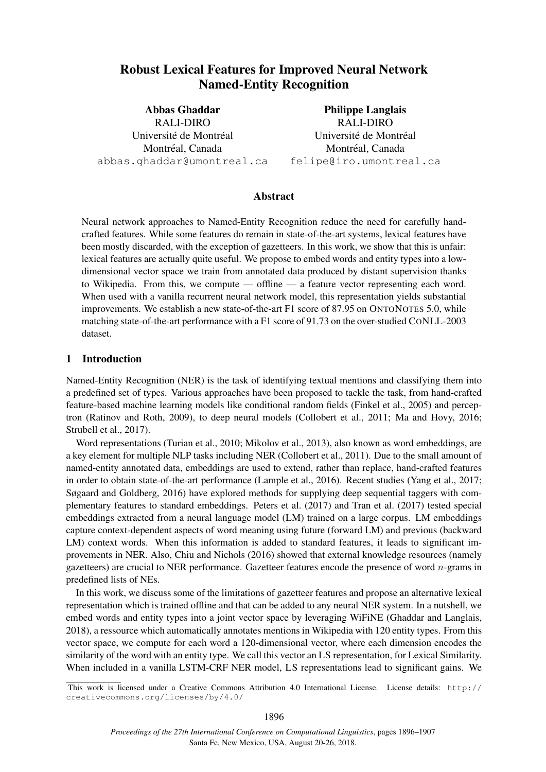# Robust Lexical Features for Improved Neural Network Named-Entity Recognition

**Abbas Ghaddar**
RALI-DIRO
Université de Montréal
Montréal, Canada
abbas.ghaddar@umontreal.ca

**Philippe Langlais**
RALI-DIRO
Université de Montréal
Montréal, Canada
felipe@iro.umontreal.ca

## Abstract

Neural network approaches to Named-Entity Recognition reduce the need for carefully hand-crafted features. While some features do remain in state-of-the-art systems, lexical features have been mostly discarded, with the exception of gazetteers. In this work, we show that this is unfair: lexical features are actually quite useful. We propose to embed words and entity types into a low-dimensional vector space we train from annotated data produced by distant supervision thanks to Wikipedia. From this, we compute — offline — a feature vector representing each word. When used with a vanilla recurrent neural network model, this representation yields substantial improvements. We establish a new state-of-the-art F1 score of 87.95 on ONTONOTES 5.0, while matching state-of-the-art performance with a F1 score of 91.73 on the over-studied CONLL-2003 dataset.

## 1 Introduction

Named-Entity Recognition (NER) is the task of identifying textual mentions and classifying them into a predefined set of types. Various approaches have been proposed to tackle the task, from hand-crafted feature-based machine learning models like conditional random fields (Finkel et al., 2005) and perceptron (Ratinov and Roth, 2009), to deep neural models (Collobert et al., 2011; Ma and Hovy, 2016; Strubell et al., 2017).

Word representations (Turian et al., 2010; Mikolov et al., 2013), also known as word embeddings, are a key element for multiple NLP tasks including NER (Collobert et al., 2011). Due to the small amount of named-entity annotated data, embeddings are used to extend, rather than replace, hand-crafted features in order to obtain state-of-the-art performance (Lample et al., 2016). Recent studies (Yang et al., 2017; Søgaard and Goldberg, 2016) have explored methods for supplying deep sequential taggers with complementary features to standard embeddings. Peters et al. (2017) and Tran et al. (2017) tested special embeddings extracted from a neural language model (LM) trained on a large corpus. LM embeddings capture context-dependent aspects of word meaning using future (forward LM) and previous (backward LM) context words. When this information is added to standard features, it leads to significant improvements in NER. Also, Chiu and Nichols (2016) showed that external knowledge resources (namely gazetteers) are crucial to NER performance. Gazetteer features encode the presence of word $n$-grams in predefined lists of NEs.

In this work, we discuss some of the limitations of gazetteer features and propose an alternative lexical representation which is trained offline and that can be added to any neural NER system. In a nutshell, we embed words and entity types into a joint vector space by leveraging WiFiNE (Ghaddar and Langlais, 2018), a ressource which automatically annotates mentions in Wikipedia with 120 entity types. From this vector space, we compute for each word a 120-dimensional vector, where each dimension encodes the similarity of the word with an entity type. We call this vector an LS representation, for Lexical Similarity. When included in a vanilla LSTM-CRF NER model, LS representations lead to significant gains. We

This work is licensed under a Creative Commons Attribution 4.0 International License. License details: http://creativecommons.org/licenses/by/4.0/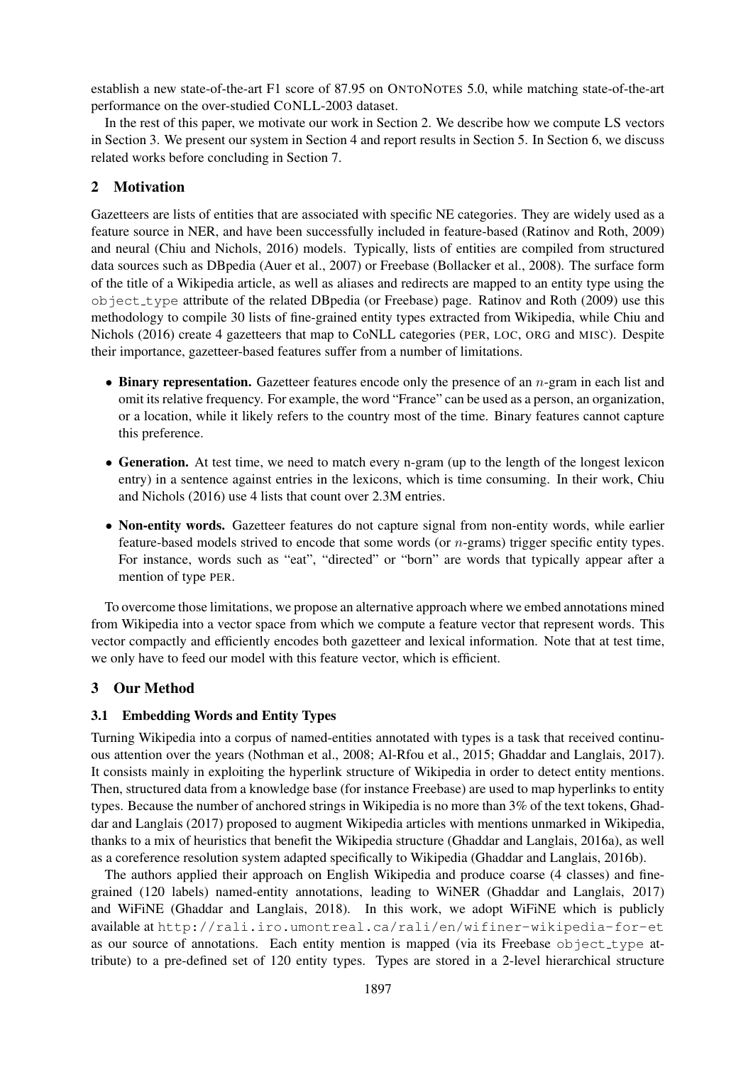establish a new state-of-the-art F1 score of 87.95 on ONTONOTES 5.0, while matching state-of-the-art performance on the over-studied CONLL-2003 dataset.

In the rest of this paper, we motivate our work in Section 2. We describe how we compute LS vectors in Section 3. We present our system in Section 4 and report results in Section 5. In Section 6, we discuss related works before concluding in Section 7.

## 2 Motivation

Gazetteers are lists of entities that are associated with specific NE categories. They are widely used as a feature source in NER, and have been successfully included in feature-based (Ratinov and Roth, 2009) and neural (Chiu and Nichols, 2016) models. Typically, lists of entities are compiled from structured data sources such as DBpedia (Auer et al., 2007) or Freebase (Bollacker et al., 2008). The surface form of the title of a Wikipedia article, as well as aliases and redirects are mapped to an entity type using the `object_type` attribute of the related DBpedia (or Freebase) page. Ratinov and Roth (2009) use this methodology to compile 30 lists of fine-grained entity types extracted from Wikipedia, while Chiu and Nichols (2016) create 4 gazetteers that map to CoNLL categories (PER, LOC, ORG and MISC). Despite their importance, gazetteer-based features suffer from a number of limitations.

- **Binary representation.** Gazetteer features encode only the presence of an $n$-gram in each list and omit its relative frequency. For example, the word "France" can be used as a person, an organization, or a location, while it likely refers to the country most of the time. Binary features cannot capture this preference.
- **Generation.** At test time, we need to match every n-gram (up to the length of the longest lexicon entry) in a sentence against entries in the lexicons, which is time consuming. In their work, Chiu and Nichols (2016) use 4 lists that count over 2.3M entries.
- **Non-entity words.** Gazetteer features do not capture signal from non-entity words, while earlier feature-based models strived to encode that some words (or $n$-grams) trigger specific entity types. For instance, words such as "eat", "directed" or "born" are words that typically appear after a mention of type PER.

To overcome those limitations, we propose an alternative approach where we embed annotations mined from Wikipedia into a vector space from which we compute a feature vector that represent words. This vector compactly and efficiently encodes both gazetteer and lexical information. Note that at test time, we only have to feed our model with this feature vector, which is efficient.

## 3 Our Method

### 3.1 Embedding Words and Entity Types

Turning Wikipedia into a corpus of named-entities annotated with types is a task that received continuous attention over the years (Nothman et al., 2008; Al-Rfou et al., 2015; Ghaddar and Langlais, 2017). It consists mainly in exploiting the hyperlink structure of Wikipedia in order to detect entity mentions. Then, structured data from a knowledge base (for instance Freebase) are used to map hyperlinks to entity types. Because the number of anchored strings in Wikipedia is no more than 3% of the text tokens, Ghaddar and Langlais (2017) proposed to augment Wikipedia articles with mentions unmarked in Wikipedia, thanks to a mix of heuristics that benefit the Wikipedia structure (Ghaddar and Langlais, 2016a), as well as a coreference resolution system adapted specifically to Wikipedia (Ghaddar and Langlais, 2016b).

The authors applied their approach on English Wikipedia and produce coarse (4 classes) and fine-grained (120 labels) named-entity annotations, leading to WiNER (Ghaddar and Langlais, 2017) and WiFiNE (Ghaddar and Langlais, 2018). In this work, we adopt WiFiNE which is publicly available at http://rali.iro.umontreal.ca/rali/en/wifiner-wikipedia-for-et as our source of annotations. Each entity mention is mapped (via its Freebase `object_type` attribute) to a pre-defined set of 120 entity types. Types are stored in a 2-level hierarchical structure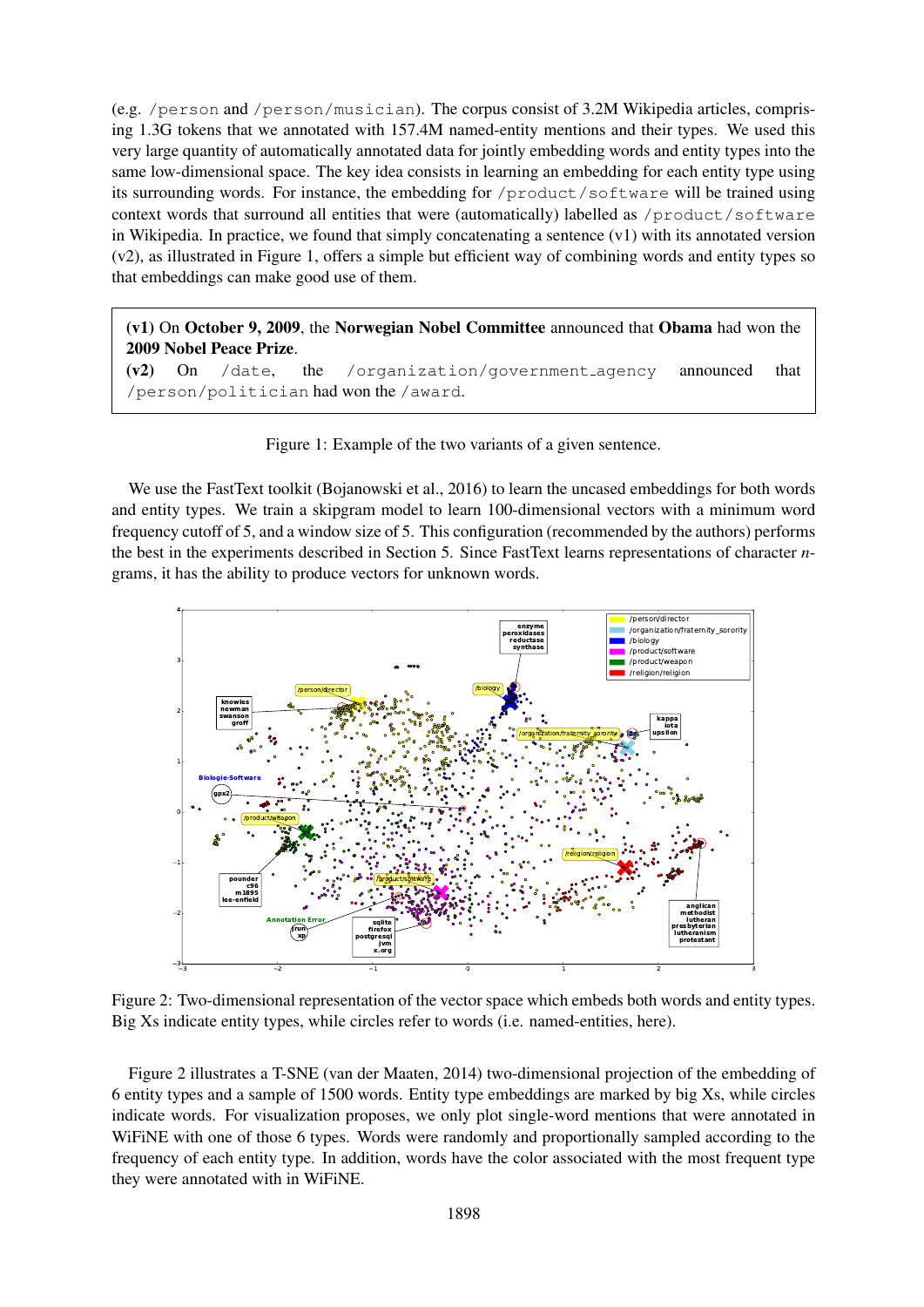(e.g. /person and /person/musician). The corpus consist of 3.2M Wikipedia articles, comprising 1.3G tokens that we annotated with 157.4M named-entity mentions and their types. We used this very large quantity of automatically annotated data for jointly embedding words and entity types into the same low-dimensional space. The key idea consists in learning an embedding for each entity type using its surrounding words. For instance, the embedding for /product/software will be trained using context words that surround all entities that were (automatically) labelled as /product/software in Wikipedia. In practice, we found that simply concatenating a sentence (v1) with its annotated version (v2), as illustrated in Figure 1, offers a simple but efficient way of combining words and entity types so that embeddings can make good use of them.

> **(v1)** On **October 9, 2009**, the **Norwegian Nobel Committee** announced that **Obama** had won the **2009 Nobel Peace Prize**.
> **(v2)** On /date, the /organization/government_agency announced that /person/politician had won the /award.

Figure 1: Example of the two variants of a given sentence.

We use the FastText toolkit (Bojanowski et al., 2016) to learn the uncased embeddings for both words and entity types. We train a skipgram model to learn 100-dimensional vectors with a minimum word frequency cutoff of 5, and a window size of 5. This configuration (recommended by the authors) performs the best in the experiments described in Section 5. Since FastText learns representations of character $n$-grams, it has the ability to produce vectors for unknown words.

Figure 2: Two-dimensional representation of the vector space which embeds both words and entity types. Big Xs indicate entity types, while circles refer to words (i.e. named-entities, here).

Figure 2 illustrates a T-SNE (van der Maaten, 2014) two-dimensional projection of the embedding of 6 entity types and a sample of 1500 words. Entity type embeddings are marked by big Xs, while circles indicate words. For visualization proposes, we only plot single-word mentions that were annotated in WiFiNE with one of those 6 types. Words were randomly and proportionally sampled according to the frequency of each entity type. In addition, words have the color associated with the most frequent type they were annotated with in WiFiNE.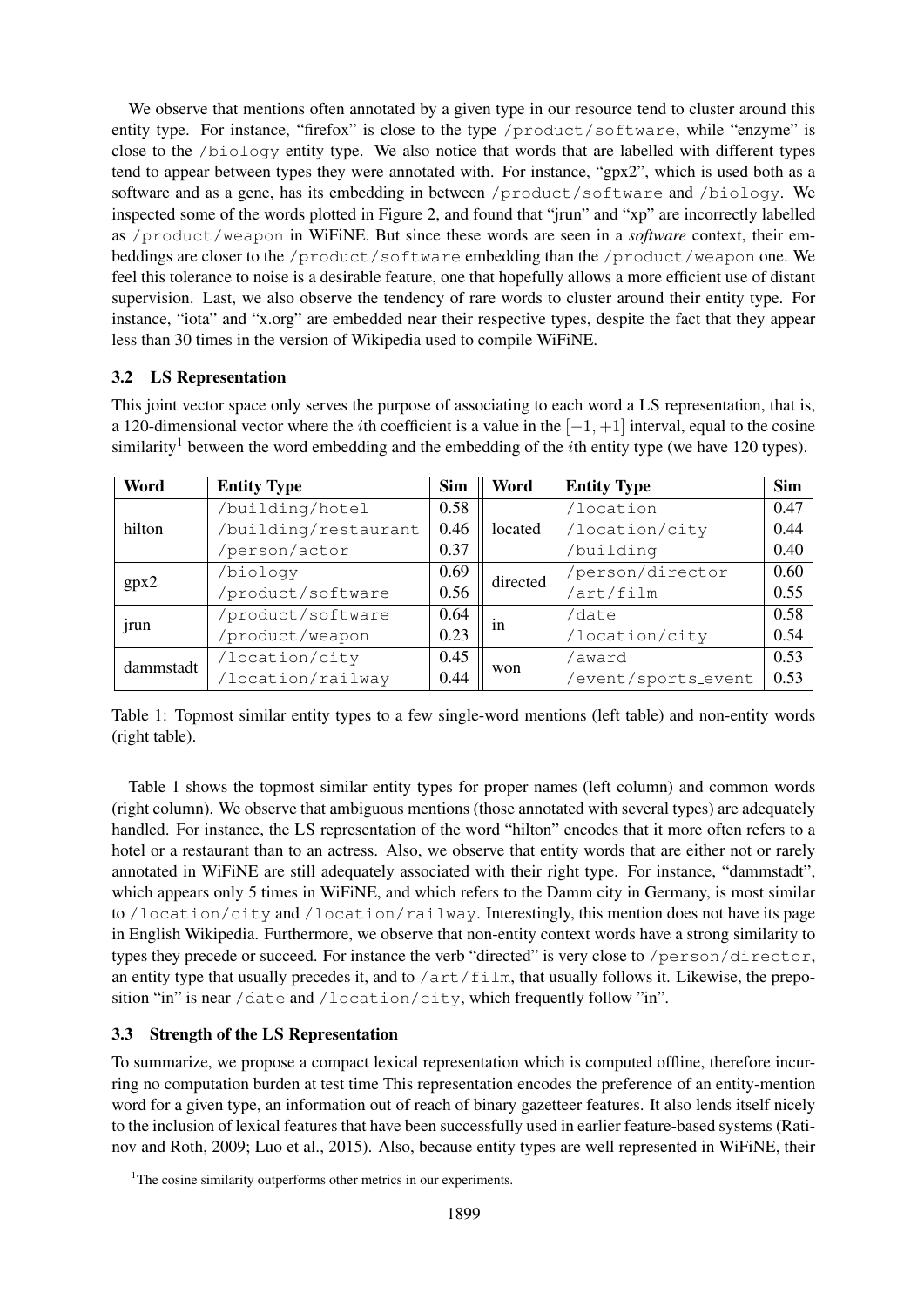We observe that mentions often annotated by a given type in our resource tend to cluster around this entity type. For instance, "firefox" is close to the type /product/software, while "enzyme" is close to the /biology entity type. We also notice that words that are labelled with different types tend to appear between types they were annotated with. For instance, "gpx2", which is used both as a software and as a gene, has its embedding in between /product/software and /biology. We inspected some of the words plotted in Figure 2, and found that "jrun" and "xp" are incorrectly labelled as /product/weapon in WiFiNE. But since these words are seen in a *software* context, their embeddings are closer to the /product/software embedding than the /product/weapon one. We feel this tolerance to noise is a desirable feature, one that hopefully allows a more efficient use of distant supervision. Last, we also observe the tendency of rare words to cluster around their entity type. For instance, "iota" and "x.org" are embedded near their respective types, despite the fact that they appear less than 30 times in the version of Wikipedia used to compile WiFiNE.

### 3.2 LS Representation

This joint vector space only serves the purpose of associating to each word a LS representation, that is, a 120-dimensional vector where the $i$th coefficient is a value in the $[-1, +1]$ interval, equal to the cosine similarity[1] between the word embedding and the embedding of the $i$th entity type (we have 120 types).

| Word | Entity Type | Sim | Word | Entity Type | Sim |
|---|---|---|---|---|---|
| hilton | /building/hotel | 0.58 | located | /location | 0.47 |
| | /building/restaurant | 0.46 | | /location/city | 0.44 |
| | /person/actor | 0.37 | | /building | 0.40 |
| gpx2 | /biology | 0.69 | directed | /person/director | 0.60 |
| | /product/software | 0.56 | | /art/film | 0.55 |
| jrun | /product/software | 0.64 | in | /date | 0.58 |
| | /product/weapon | 0.23 | | /location/city | 0.54 |
| dammstadt | /location/city | 0.45 | won | /award | 0.53 |
| | /location/railway | 0.44 | | /event/sports_event | 0.53 |

Table 1: Topmost similar entity types to a few single-word mentions (left table) and non-entity words (right table).

Table 1 shows the topmost similar entity types for proper names (left column) and common words (right column). We observe that ambiguous mentions (those annotated with several types) are adequately handled. For instance, the LS representation of the word "hilton" encodes that it more often refers to a hotel or a restaurant than to an actress. Also, we observe that entity words that are either not or rarely annotated in WiFiNE are still adequately associated with their right type. For instance, "dammstadt", which appears only 5 times in WiFiNE, and which refers to the Damm city in Germany, is most similar to /location/city and /location/railway. Interestingly, this mention does not have its page in English Wikipedia. Furthermore, we observe that non-entity context words have a strong similarity to types they precede or succeed. For instance the verb "directed" is very close to /person/director, an entity type that usually precedes it, and to /art/film, that usually follows it. Likewise, the preposition "in" is near /date and /location/city, which frequently follow "in".

### 3.3 Strength of the LS Representation

To summarize, we propose a compact lexical representation which is computed offline, therefore incurring no computation burden at test time This representation encodes the preference of an entity-mention word for a given type, an information out of reach of binary gazetteer features. It also lends itself nicely to the inclusion of lexical features that have been successfully used in earlier feature-based systems (Ratinov and Roth, 2009; Luo et al., 2015). Also, because entity types are well represented in WiFiNE, their

[1] The cosine similarity outperforms other metrics in our experiments.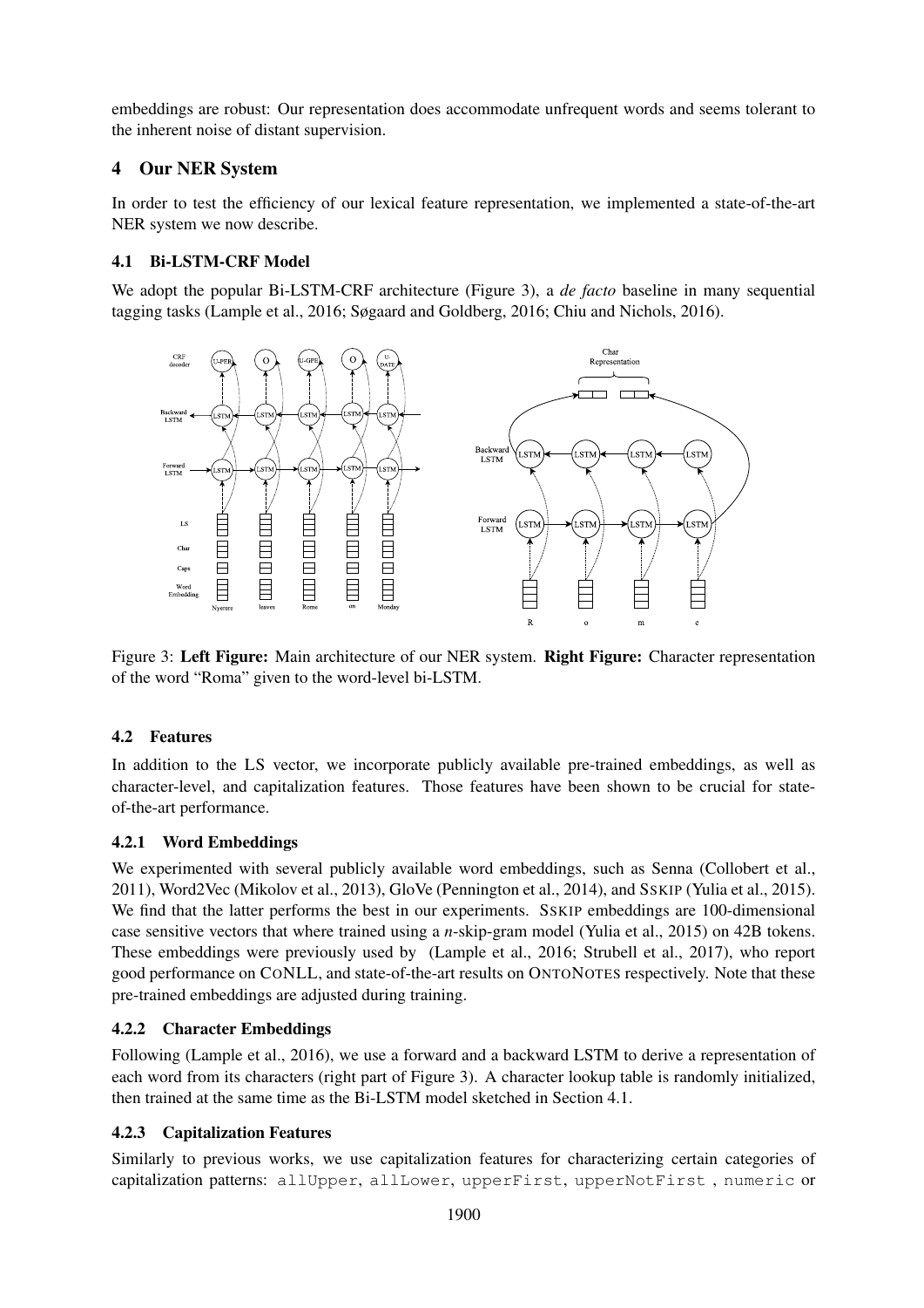embeddings are robust: Our representation does accommodate unfrequent words and seems tolerant to the inherent noise of distant supervision.

## 4 Our NER System

In order to test the efficiency of our lexical feature representation, we implemented a state-of-the-art NER system we now describe.

### 4.1 Bi-LSTM-CRF Model

We adopt the popular Bi-LSTM-CRF architecture (Figure 3), a *de facto* baseline in many sequential tagging tasks (Lample et al., 2016; Søgaard and Goldberg, 2016; Chiu and Nichols, 2016).

Figure 3: **Left Figure:** Main architecture of our NER system. **Right Figure:** Character representation of the word "Roma" given to the word-level bi-LSTM.

### 4.2 Features

In addition to the LS vector, we incorporate publicly available pre-trained embeddings, as well as character-level, and capitalization features. Those features have been shown to be crucial for state-of-the-art performance.

#### 4.2.1 Word Embeddings

We experimented with several publicly available word embeddings, such as Senna (Collobert et al., 2011), Word2Vec (Mikolov et al., 2013), GloVe (Pennington et al., 2014), and SSKIP (Yulia et al., 2015). We find that the latter performs the best in our experiments. SSKIP embeddings are 100-dimensional case sensitive vectors that where trained using a *n*-skip-gram model (Yulia et al., 2015) on 42B tokens. These embeddings were previously used by (Lample et al., 2016; Strubell et al., 2017), who report good performance on CONLL, and state-of-the-art results on ONTONOTES respectively. Note that these pre-trained embeddings are adjusted during training.

#### 4.2.2 Character Embeddings

Following (Lample et al., 2016), we use a forward and a backward LSTM to derive a representation of each word from its characters (right part of Figure 3). A character lookup table is randomly initialized, then trained at the same time as the Bi-LSTM model sketched in Section 4.1.

#### 4.2.3 Capitalization Features

Similarly to previous works, we use capitalization features for characterizing certain categories of capitalization patterns: `allUpper`, `allLower`, `upperFirst`, `upperNotFirst` , `numeric` or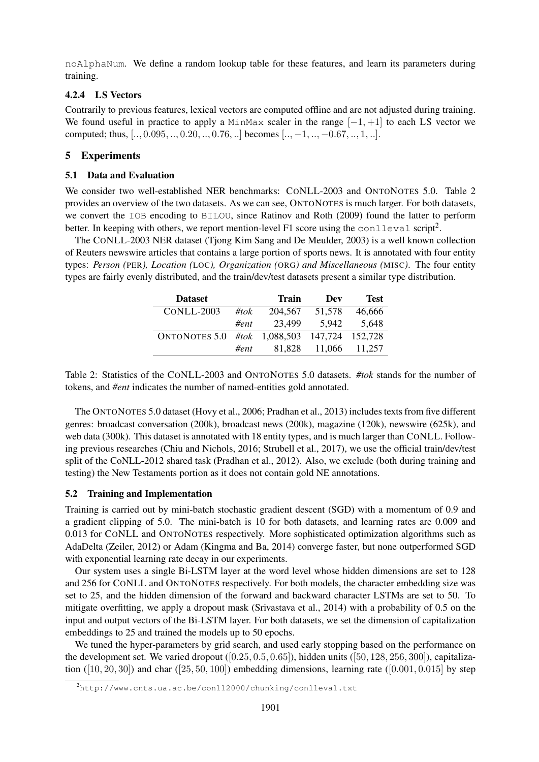`noAlphaNum`. We define a random lookup table for these features, and learn its parameters during training.

#### 4.2.4 LS Vectors

Contrarily to previous features, lexical vectors are computed offline and are not adjusted during training. We found useful in practice to apply a `MinMax` scaler in the range $[-1, +1]$ to each LS vector we computed; thus, $[.., 0.095, .., 0.20, .., 0.76, ..]$ becomes $[.., -1, .., -0.67, .., 1, ..]$.

## 5 Experiments

### 5.1 Data and Evaluation

We consider two well-established NER benchmarks: CONLL-2003 and ONTONOTES 5.0. Table 2 provides an overview of the two datasets. As we can see, ONTONOTES is much larger. For both datasets, we convert the `IOB` encoding to `BILOU`, since Ratinov and Roth (2009) found the latter to perform better. In keeping with others, we report mention-level F1 score using the `conlleval` script[2].

The CONLL-2003 NER dataset (Tjong Kim Sang and De Meulder, 2003) is a well known collection of Reuters newswire articles that contains a large portion of sports news. It is annotated with four entity types: *Person (PER), Location (LOC), Organization (ORG) and Miscellaneous (MISC)*. The four entity types are fairly evenly distributed, and the train/dev/test datasets present a similar type distribution.

| Dataset | | Train | Dev | Test |
|---|---|---|---|---|
| CONLL-2003 | *#tok* | 204,567 | 51,578 | 46,666 |
| | *#ent* | 23,499 | 5,942 | 5,648 |
| ONTONOTES 5.0 | *#tok* | 1,088,503 | 147,724 | 152,728 |
| | *#ent* | 81,828 | 11,066 | 11,257 |

Table 2: Statistics of the CONLL-2003 and ONTONOTES 5.0 datasets. *#tok* stands for the number of tokens, and *#ent* indicates the number of named-entities gold annotated.

The ONTONOTES 5.0 dataset (Hovy et al., 2006; Pradhan et al., 2013) includes texts from five different genres: broadcast conversation (200k), broadcast news (200k), magazine (120k), newswire (625k), and web data (300k). This dataset is annotated with 18 entity types, and is much larger than CONLL. Following previous researches (Chiu and Nichols, 2016; Strubell et al., 2017), we use the official train/dev/test split of the CoNLL-2012 shared task (Pradhan et al., 2012). Also, we exclude (both during training and testing) the New Testaments portion as it does not contain gold NE annotations.

### 5.2 Training and Implementation

Training is carried out by mini-batch stochastic gradient descent (SGD) with a momentum of 0.9 and a gradient clipping of 5.0. The mini-batch is 10 for both datasets, and learning rates are 0.009 and 0.013 for CONLL and ONTONOTES respectively. More sophisticated optimization algorithms such as AdaDelta (Zeiler, 2012) or Adam (Kingma and Ba, 2014) converge faster, but none outperformed SGD with exponential learning rate decay in our experiments.

Our system uses a single Bi-LSTM layer at the word level whose hidden dimensions are set to 128 and 256 for CONLL and ONTONOTES respectively. For both models, the character embedding size was set to 25, and the hidden dimension of the forward and backward character LSTMs are set to 50. To mitigate overfitting, we apply a dropout mask (Srivastava et al., 2014) with a probability of 0.5 on the input and output vectors of the Bi-LSTM layer. For both datasets, we set the dimension of capitalization embeddings to 25 and trained the models up to 50 epochs.

We tuned the hyper-parameters by grid search, and used early stopping based on the performance on the development set. We varied dropout ($[0.25, 0.5, 0.65]$), hidden units ($[50, 128, 256, 300]$), capitalization ($[10, 20, 30]$) and char ($[25, 50, 100]$) embedding dimensions, learning rate ($[0.001, 0.015]$ by step

[2] http://www.cnts.ua.ac.be/conll2000/chunking/conlleval.txt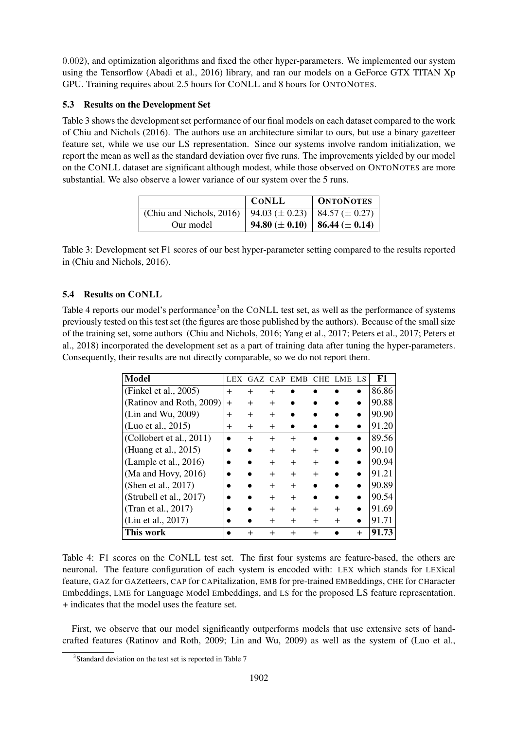0.002), and optimization algorithms and fixed the other hyper-parameters. We implemented our system using the Tensorflow (Abadi et al., 2016) library, and ran our models on a GeForce GTX TITAN Xp GPU. Training requires about 2.5 hours for CoNLL and 8 hours for ONTONOTES.

### 5.3 Results on the Development Set

Table 3 shows the development set performance of our final models on each dataset compared to the work of Chiu and Nichols (2016). The authors use an architecture similar to ours, but use a binary gazetteer feature set, while we use our LS representation. Since our systems involve random initialization, we report the mean as well as the standard deviation over five runs. The improvements yielded by our model on the CoNLL dataset are significant although modest, while those observed on ONTONOTES are more substantial. We also observe a lower variance of our system over the 5 runs.

| | **CoNLL** | **ONTONOTES** |
|---|---|---|
| (Chiu and Nichols, 2016) | 94.03 ($\pm$ 0.23) | 84.57 ($\pm$ 0.27) |
| Our model | **94.80 ($\pm$ 0.10)** | **86.44 ($\pm$ 0.14)** |

Table 3: Development set F1 scores of our best hyper-parameter setting compared to the results reported in (Chiu and Nichols, 2016).

### 5.4 Results on CoNLL

Table 4 reports our model's performance[3] on the CoNLL test set, as well as the performance of systems previously tested on this test set (the figures are those published by the authors). Because of the small size of the training set, some authors (Chiu and Nichols, 2016; Yang et al., 2017; Peters et al., 2017; Peters et al., 2018) incorporated the development set as a part of training data after tuning the hyper-parameters. Consequently, their results are not directly comparable, so we do not report them.

| **Model** | LEX | GAZ | CAP | EMB | CHE | LME | LS | **F1** |
|---|---|---|---|---|---|---|---|---|
| (Finkel et al., 2005) | + | + | + | • | • | • | • | 86.86 |
| (Ratinov and Roth, 2009) | + | + | + | • | • | • | • | 90.88 |
| (Lin and Wu, 2009) | + | + | + | • | • | • | • | 90.90 |
| (Luo et al., 2015) | + | + | + | • | • | • | • | 91.20 |
| (Collobert et al., 2011) | • | + | + | + | • | • | • | 89.56 |
| (Huang et al., 2015) | • | • | + | + | + | • | • | 90.10 |
| (Lample et al., 2016) | • | • | + | + | + | • | • | 90.94 |
| (Ma and Hovy, 2016) | • | • | + | + | + | • | • | 91.21 |
| (Shen et al., 2017) | • | • | + | + | • | • | • | 90.89 |
| (Strubell et al., 2017) | • | • | + | + | • | • | • | 90.54 |
| (Tran et al., 2017) | • | • | + | + | + | + | • | 91.69 |
| (Liu et al., 2017) | • | • | + | + | + | + | • | 91.71 |
| **This work** | • | + | + | + | + | • | + | **91.73** |

Table 4: F1 scores on the CoNLL test set. The first four systems are feature-based, the others are neuronal. The feature configuration of each system is encoded with: LEX which stands for LEXical feature, GAZ for GAZetteers, CAP for CAPitalization, EMB for pre-trained EMBeddings, CHE for CHaracter Embeddings, LME for Language Model Embeddings, and LS for the proposed LS feature representation. + indicates that the model uses the feature set.

First, we observe that our model significantly outperforms models that use extensive sets of hand-crafted features (Ratinov and Roth, 2009; Lin and Wu, 2009) as well as the system of (Luo et al.,

[3] Standard deviation on the test set is reported in Table 7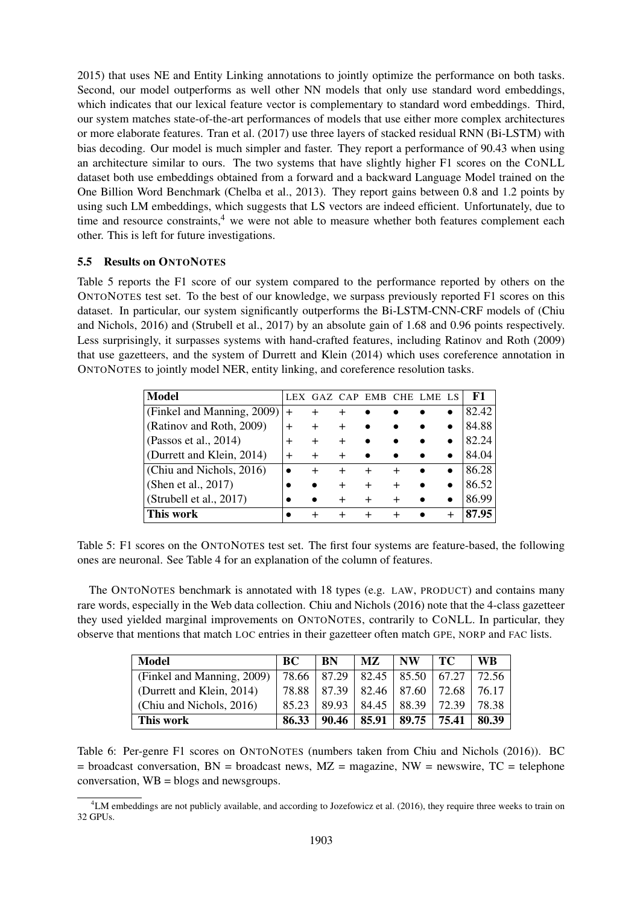2015) that uses NE and Entity Linking annotations to jointly optimize the performance on both tasks. Second, our model outperforms as well other NN models that only use standard word embeddings, which indicates that our lexical feature vector is complementary to standard word embeddings. Third, our system matches state-of-the-art performances of models that use either more complex architectures or more elaborate features. Tran et al. (2017) use three layers of stacked residual RNN (Bi-LSTM) with bias decoding. Our model is much simpler and faster. They report a performance of 90.43 when using an architecture similar to ours. The two systems that have slightly higher F1 scores on the CoNLL dataset both use embeddings obtained from a forward and a backward Language Model trained on the One Billion Word Benchmark (Chelba et al., 2013). They report gains between 0.8 and 1.2 points by using such LM embeddings, which suggests that LS vectors are indeed efficient. Unfortunately, due to time and resource constraints,[4] we were not able to measure whether both features complement each other. This is left for future investigations.

### 5.5 Results on ONTONOTES

Table 5 reports the F1 score of our system compared to the performance reported by others on the ONTONOTES test set. To the best of our knowledge, we surpass previously reported F1 scores on this dataset. In particular, our system significantly outperforms the Bi-LSTM-CNN-CRF models of (Chiu and Nichols, 2016) and (Strubell et al., 2017) by an absolute gain of 1.68 and 0.96 points respectively. Less surprisingly, it surpasses systems with hand-crafted features, including Ratinov and Roth (2009) that use gazetteers, and the system of Durrett and Klein (2014) which uses coreference annotation in ONTONOTES to jointly model NER, entity linking, and coreference resolution tasks.

| Model | LEX | GAZ | CAP | EMB | CHE | LME | LS | F1 |
|---|---|---|---|---|---|---|---|---|
| (Finkel and Manning, 2009) | + | + | + | • | • | • | • | 82.42 |
| (Ratinov and Roth, 2009) | + | + | + | • | • | • | • | 84.88 |
| (Passos et al., 2014) | + | + | + | • | • | • | • | 82.24 |
| (Durrett and Klein, 2014) | + | + | + | • | • | • | • | 84.04 |
| (Chiu and Nichols, 2016) | • | + | + | + | + | • | • | 86.28 |
| (Shen et al., 2017) | • | • | + | + | + | • | • | 86.52 |
| (Strubell et al., 2017) | • | • | + | + | + | • | • | 86.99 |
| **This work** | • | + | + | + | + | • | + | **87.95** |

Table 5: F1 scores on the ONTONOTES test set. The first four systems are feature-based, the following ones are neuronal. See Table 4 for an explanation of the column of features.

The ONTONOTES benchmark is annotated with 18 types (e.g. LAW, PRODUCT) and contains many rare words, especially in the Web data collection. Chiu and Nichols (2016) note that the 4-class gazetteer they used yielded marginal improvements on ONTONOTES, contrarily to CoNLL. In particular, they observe that mentions that match LOC entries in their gazetteer often match GPE, NORP and FAC lists.

| Model | BC | BN | MZ | NW | TC | WB |
|---|---|---|---|---|---|---|
| (Finkel and Manning, 2009) | 78.66 | 87.29 | 82.45 | 85.50 | 67.27 | 72.56 |
| (Durrett and Klein, 2014) | 78.88 | 87.39 | 82.46 | 87.60 | 72.68 | 76.17 |
| (Chiu and Nichols, 2016) | 85.23 | 89.93 | 84.45 | 88.39 | 72.39 | 78.38 |
| **This work** | **86.33** | **90.46** | **85.91** | **89.75** | **75.41** | **80.39** |

Table 6: Per-genre F1 scores on ONTONOTES (numbers taken from Chiu and Nichols (2016)). BC = broadcast conversation, BN = broadcast news, MZ = magazine, NW = newswire, TC = telephone conversation, WB = blogs and newsgroups.

[4] LM embeddings are not publicly available, and according to Jozefowicz et al. (2016), they require three weeks to train on 32 GPUs.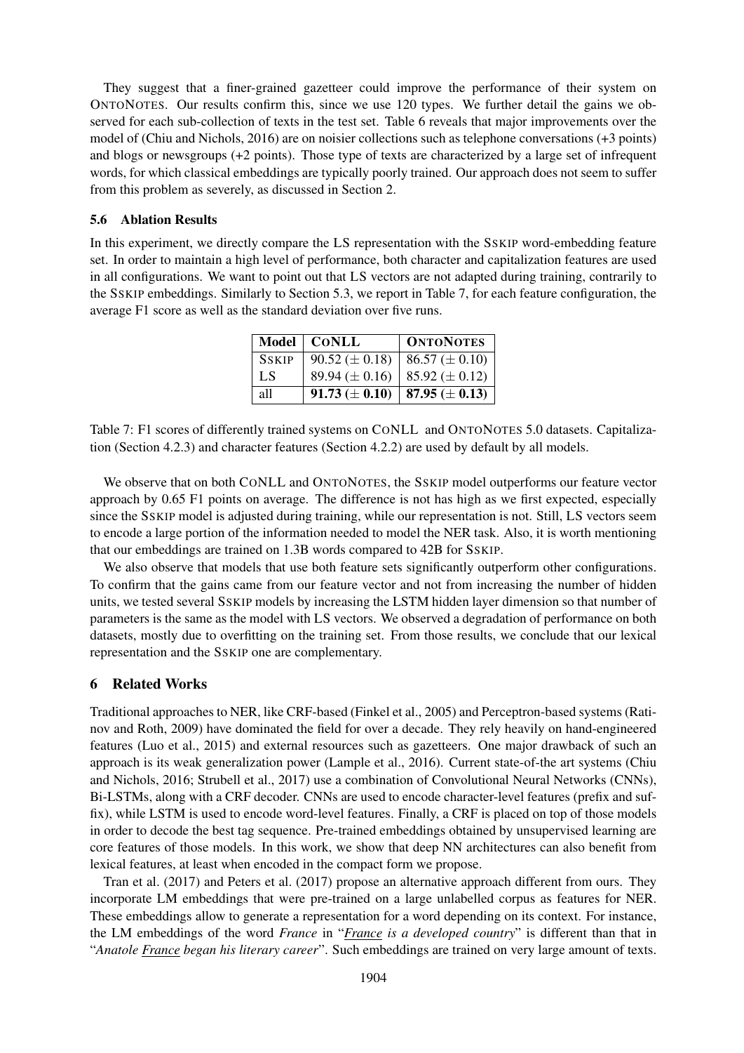They suggest that a finer-grained gazetteer could improve the performance of their system on ONTONOTES. Our results confirm this, since we use 120 types. We further detail the gains we observed for each sub-collection of texts in the test set. Table 6 reveals that major improvements over the model of (Chiu and Nichols, 2016) are on noisier collections such as telephone conversations (+3 points) and blogs or newsgroups (+2 points). Those type of texts are characterized by a large set of infrequent words, for which classical embeddings are typically poorly trained. Our approach does not seem to suffer from this problem as severely, as discussed in Section 2.

### 5.6 Ablation Results

In this experiment, we directly compare the LS representation with the SSKIP word-embedding feature set. In order to maintain a high level of performance, both character and capitalization features are used in all configurations. We want to point out that LS vectors are not adapted during training, contrarily to the SSKIP embeddings. Similarly to Section 5.3, we report in Table 7, for each feature configuration, the average F1 score as well as the standard deviation over five runs.

| Model | CONLL | ONTONOTES |
|---|---|---|
| SSKIP | 90.52 (± 0.18) | 86.57 (± 0.10) |
| LS | 89.94 (± 0.16) | 85.92 (± 0.12) |
| all | **91.73 (± 0.10)** | **87.95 (± 0.13)** |

Table 7: F1 scores of differently trained systems on CONLL and ONTONOTES 5.0 datasets. Capitalization (Section 4.2.3) and character features (Section 4.2.2) are used by default by all models.

We observe that on both CONLL and ONTONOTES, the SSKIP model outperforms our feature vector approach by 0.65 F1 points on average. The difference is not has high as we first expected, especially since the SSKIP model is adjusted during training, while our representation is not. Still, LS vectors seem to encode a large portion of the information needed to model the NER task. Also, it is worth mentioning that our embeddings are trained on 1.3B words compared to 42B for SSKIP.

We also observe that models that use both feature sets significantly outperform other configurations. To confirm that the gains came from our feature vector and not from increasing the number of hidden units, we tested several SSKIP models by increasing the LSTM hidden layer dimension so that number of parameters is the same as the model with LS vectors. We observed a degradation of performance on both datasets, mostly due to overfitting on the training set. From those results, we conclude that our lexical representation and the SSKIP one are complementary.

## 6 Related Works

Traditional approaches to NER, like CRF-based (Finkel et al., 2005) and Perceptron-based systems (Ratinov and Roth, 2009) have dominated the field for over a decade. They rely heavily on hand-engineered features (Luo et al., 2015) and external resources such as gazetteers. One major drawback of such an approach is its weak generalization power (Lample et al., 2016). Current state-of-the art systems (Chiu and Nichols, 2016; Strubell et al., 2017) use a combination of Convolutional Neural Networks (CNNs), Bi-LSTMs, along with a CRF decoder. CNNs are used to encode character-level features (prefix and suffix), while LSTM is used to encode word-level features. Finally, a CRF is placed on top of those models in order to decode the best tag sequence. Pre-trained embeddings obtained by unsupervised learning are core features of those models. In this work, we show that deep NN architectures can also benefit from lexical features, at least when encoded in the compact form we propose.

Tran et al. (2017) and Peters et al. (2017) propose an alternative approach different from ours. They incorporate LM embeddings that were pre-trained on a large unlabelled corpus as features for NER. These embeddings allow to generate a representation for a word depending on its context. For instance, the LM embeddings of the word *France* in "*France is a developed country*" is different than that in "*Anatole France began his literary career*". Such embeddings are trained on very large amount of texts.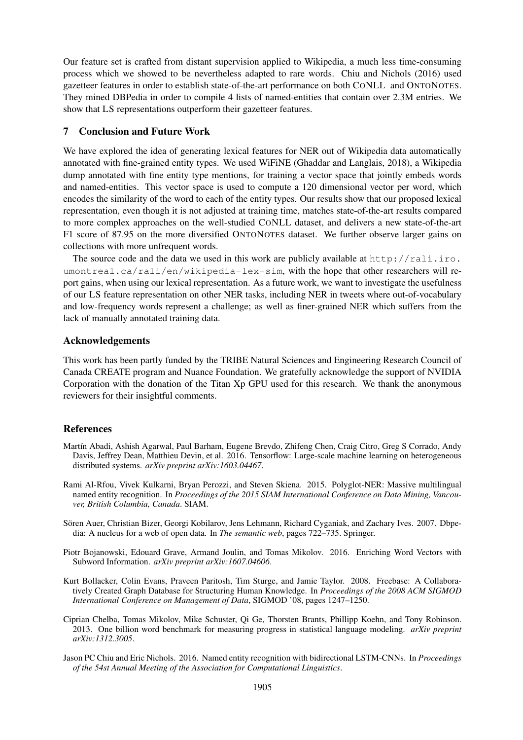Our feature set is crafted from distant supervision applied to Wikipedia, a much less time-consuming process which we showed to be nevertheless adapted to rare words. Chiu and Nichols (2016) used gazetteer features in order to establish state-of-the-art performance on both CoNLL and ONTONOTES. They mined DBPedia in order to compile 4 lists of named-entities that contain over 2.3M entries. We show that LS representations outperform their gazetteer features.

## 7 Conclusion and Future Work

We have explored the idea of generating lexical features for NER out of Wikipedia data automatically annotated with fine-grained entity types. We used WiFiNE (Ghaddar and Langlais, 2018), a Wikipedia dump annotated with fine entity type mentions, for training a vector space that jointly embeds words and named-entities. This vector space is used to compute a 120 dimensional vector per word, which encodes the similarity of the word to each of the entity types. Our results show that our proposed lexical representation, even though it is not adjusted at training time, matches state-of-the-art results compared to more complex approaches on the well-studied CoNLL dataset, and delivers a new state-of-the-art F1 score of 87.95 on the more diversified ONTONOTES dataset. We further observe larger gains on collections with more unfrequent words.

The source code and the data we used in this work are publicly available at http://rali.iro.umontreal.ca/rali/en/wikipedia-lex-sim, with the hope that other researchers will report gains, when using our lexical representation. As a future work, we want to investigate the usefulness of our LS feature representation on other NER tasks, including NER in tweets where out-of-vocabulary and low-frequency words represent a challenge; as well as finer-grained NER which suffers from the lack of manually annotated training data.

## Acknowledgements

This work has been partly funded by the TRIBE Natural Sciences and Engineering Research Council of Canada CREATE program and Nuance Foundation. We gratefully acknowledge the support of NVIDIA Corporation with the donation of the Titan Xp GPU used for this research. We thank the anonymous reviewers for their insightful comments.

## References

Martín Abadi, Ashish Agarwal, Paul Barham, Eugene Brevdo, Zhifeng Chen, Craig Citro, Greg S Corrado, Andy Davis, Jeffrey Dean, Matthieu Devin, et al. 2016. Tensorflow: Large-scale machine learning on heterogeneous distributed systems. *arXiv preprint arXiv:1603.04467*.

Rami Al-Rfou, Vivek Kulkarni, Bryan Perozzi, and Steven Skiena. 2015. Polyglot-NER: Massive multilingual named entity recognition. In *Proceedings of the 2015 SIAM International Conference on Data Mining, Vancouver, British Columbia, Canada*. SIAM.

Sören Auer, Christian Bizer, Georgi Kobilarov, Jens Lehmann, Richard Cyganiak, and Zachary Ives. 2007. Dbpedia: A nucleus for a web of open data. In *The semantic web*, pages 722–735. Springer.

Piotr Bojanowski, Edouard Grave, Armand Joulin, and Tomas Mikolov. 2016. Enriching Word Vectors with Subword Information. *arXiv preprint arXiv:1607.04606*.

Kurt Bollacker, Colin Evans, Praveen Paritosh, Tim Sturge, and Jamie Taylor. 2008. Freebase: A Collaboratively Created Graph Database for Structuring Human Knowledge. In *Proceedings of the 2008 ACM SIGMOD International Conference on Management of Data*, SIGMOD '08, pages 1247–1250.

Ciprian Chelba, Tomas Mikolov, Mike Schuster, Qi Ge, Thorsten Brants, Phillipp Koehn, and Tony Robinson. 2013. One billion word benchmark for measuring progress in statistical language modeling. *arXiv preprint arXiv:1312.3005*.

Jason PC Chiu and Eric Nichols. 2016. Named entity recognition with bidirectional LSTM-CNNs. In *Proceedings of the 54st Annual Meeting of the Association for Computational Linguistics*.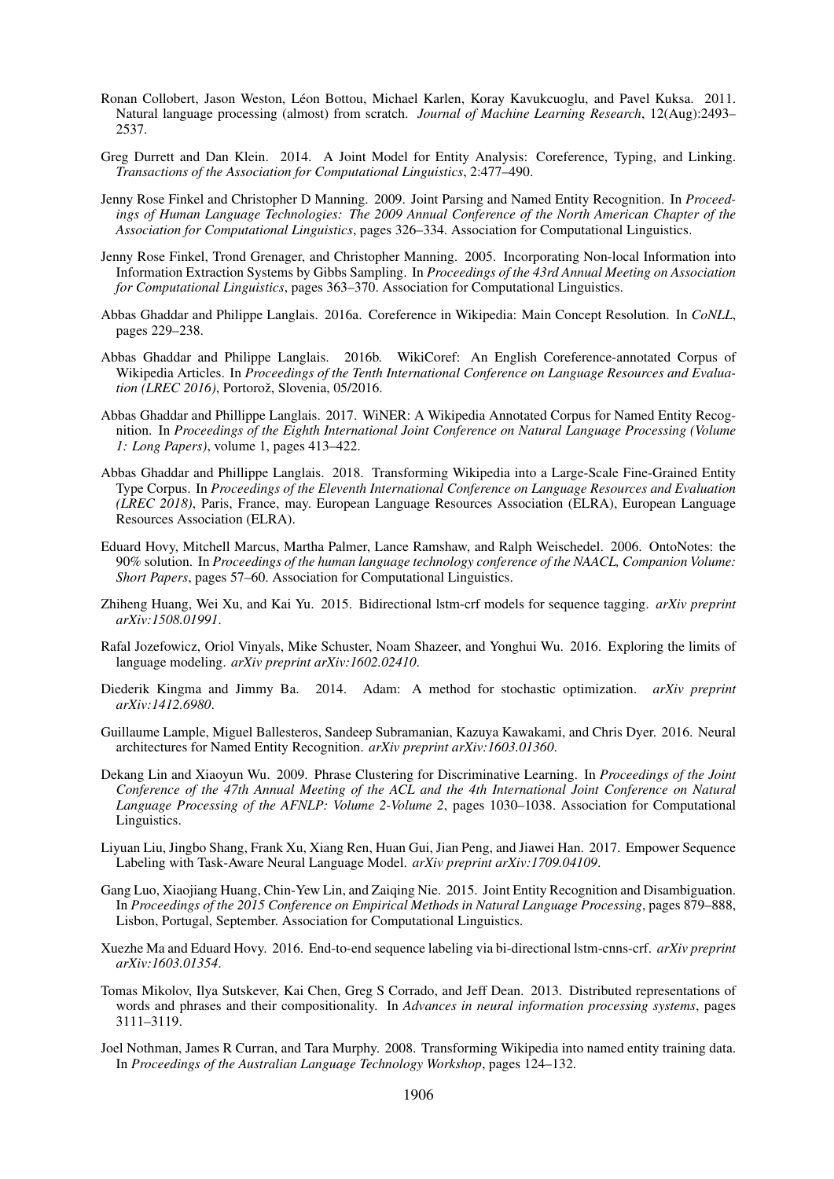Ronan Collobert, Jason Weston, Léon Bottou, Michael Karlen, Koray Kavukcuoglu, and Pavel Kuksa. 2011. Natural language processing (almost) from scratch. *Journal of Machine Learning Research*, 12(Aug):2493–2537.

Greg Durrett and Dan Klein. 2014. A Joint Model for Entity Analysis: Coreference, Typing, and Linking. *Transactions of the Association for Computational Linguistics*, 2:477–490.

Jenny Rose Finkel and Christopher D Manning. 2009. Joint Parsing and Named Entity Recognition. In *Proceedings of Human Language Technologies: The 2009 Annual Conference of the North American Chapter of the Association for Computational Linguistics*, pages 326–334. Association for Computational Linguistics.

Jenny Rose Finkel, Trond Grenager, and Christopher Manning. 2005. Incorporating Non-local Information into Information Extraction Systems by Gibbs Sampling. In *Proceedings of the 43rd Annual Meeting on Association for Computational Linguistics*, pages 363–370. Association for Computational Linguistics.

Abbas Ghaddar and Philippe Langlais. 2016a. Coreference in Wikipedia: Main Concept Resolution. In *CoNLL*, pages 229–238.

Abbas Ghaddar and Philippe Langlais. 2016b. WikiCoref: An English Coreference-annotated Corpus of Wikipedia Articles. In *Proceedings of the Tenth International Conference on Language Resources and Evaluation (LREC 2016)*, Portorož, Slovenia, 05/2016.

Abbas Ghaddar and Phillippe Langlais. 2017. WiNER: A Wikipedia Annotated Corpus for Named Entity Recognition. In *Proceedings of the Eighth International Joint Conference on Natural Language Processing (Volume 1: Long Papers)*, volume 1, pages 413–422.

Abbas Ghaddar and Phillippe Langlais. 2018. Transforming Wikipedia into a Large-Scale Fine-Grained Entity Type Corpus. In *Proceedings of the Eleventh International Conference on Language Resources and Evaluation (LREC 2018)*, Paris, France, may. European Language Resources Association (ELRA), European Language Resources Association (ELRA).

Eduard Hovy, Mitchell Marcus, Martha Palmer, Lance Ramshaw, and Ralph Weischedel. 2006. OntoNotes: the 90% solution. In *Proceedings of the human language technology conference of the NAACL, Companion Volume: Short Papers*, pages 57–60. Association for Computational Linguistics.

Zhiheng Huang, Wei Xu, and Kai Yu. 2015. Bidirectional lstm-crf models for sequence tagging. *arXiv preprint arXiv:1508.01991*.

Rafal Jozefowicz, Oriol Vinyals, Mike Schuster, Noam Shazeer, and Yonghui Wu. 2016. Exploring the limits of language modeling. *arXiv preprint arXiv:1602.02410*.

Diederik Kingma and Jimmy Ba. 2014. Adam: A method for stochastic optimization. *arXiv preprint arXiv:1412.6980*.

Guillaume Lample, Miguel Ballesteros, Sandeep Subramanian, Kazuya Kawakami, and Chris Dyer. 2016. Neural architectures for Named Entity Recognition. *arXiv preprint arXiv:1603.01360*.

Dekang Lin and Xiaoyun Wu. 2009. Phrase Clustering for Discriminative Learning. In *Proceedings of the Joint Conference of the 47th Annual Meeting of the ACL and the 4th International Joint Conference on Natural Language Processing of the AFNLP: Volume 2-Volume 2*, pages 1030–1038. Association for Computational Linguistics.

Liyuan Liu, Jingbo Shang, Frank Xu, Xiang Ren, Huan Gui, Jian Peng, and Jiawei Han. 2017. Empower Sequence Labeling with Task-Aware Neural Language Model. *arXiv preprint arXiv:1709.04109*.

Gang Luo, Xiaojiang Huang, Chin-Yew Lin, and Zaiqing Nie. 2015. Joint Entity Recognition and Disambiguation. In *Proceedings of the 2015 Conference on Empirical Methods in Natural Language Processing*, pages 879–888, Lisbon, Portugal, September. Association for Computational Linguistics.

Xuezhe Ma and Eduard Hovy. 2016. End-to-end sequence labeling via bi-directional lstm-cnns-crf. *arXiv preprint arXiv:1603.01354*.

Tomas Mikolov, Ilya Sutskever, Kai Chen, Greg S Corrado, and Jeff Dean. 2013. Distributed representations of words and phrases and their compositionality. In *Advances in neural information processing systems*, pages 3111–3119.

Joel Nothman, James R Curran, and Tara Murphy. 2008. Transforming Wikipedia into named entity training data. In *Proceedings of the Australian Language Technology Workshop*, pages 124–132.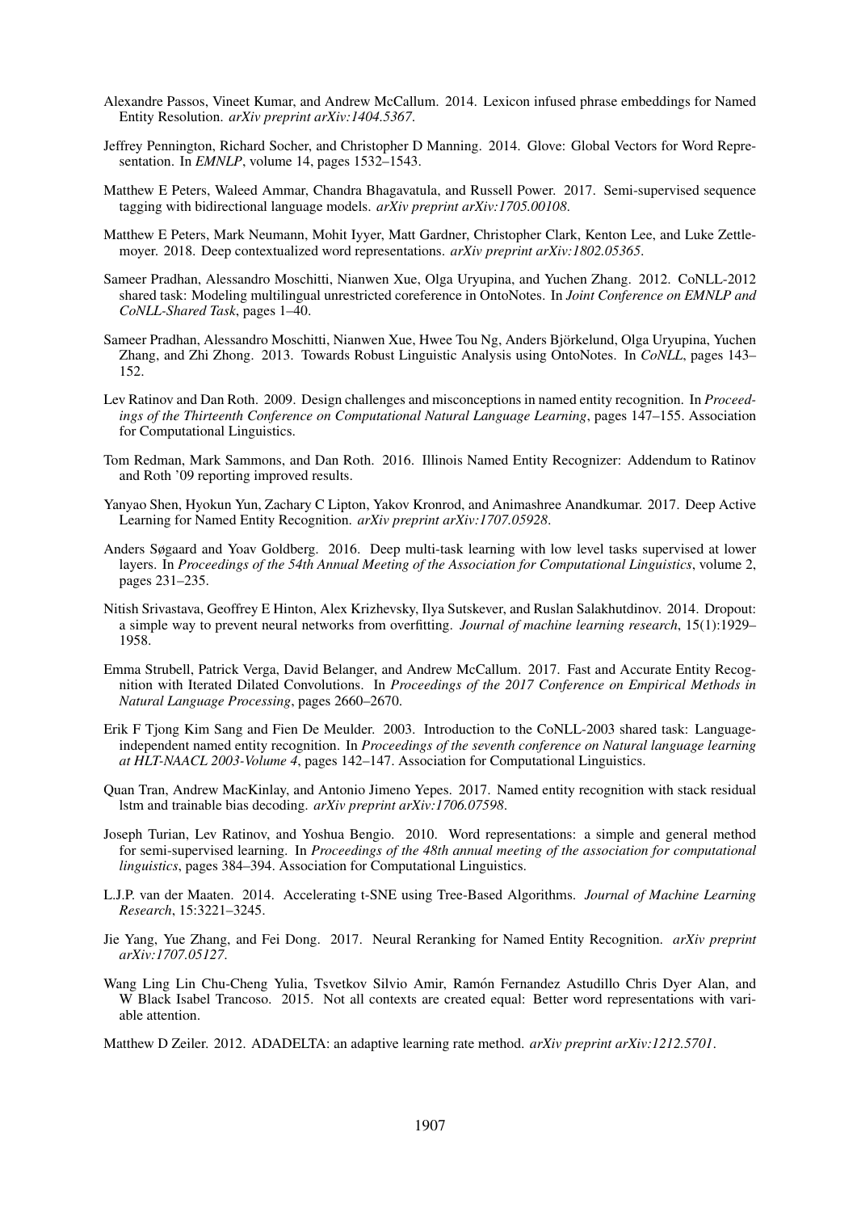Alexandre Passos, Vineet Kumar, and Andrew McCallum. 2014. Lexicon infused phrase embeddings for Named Entity Resolution. *arXiv preprint arXiv:1404.5367*.

Jeffrey Pennington, Richard Socher, and Christopher D Manning. 2014. Glove: Global Vectors for Word Representation. In *EMNLP*, volume 14, pages 1532–1543.

Matthew E Peters, Waleed Ammar, Chandra Bhagavatula, and Russell Power. 2017. Semi-supervised sequence tagging with bidirectional language models. *arXiv preprint arXiv:1705.00108*.

Matthew E Peters, Mark Neumann, Mohit Iyyer, Matt Gardner, Christopher Clark, Kenton Lee, and Luke Zettlemoyer. 2018. Deep contextualized word representations. *arXiv preprint arXiv:1802.05365*.

Sameer Pradhan, Alessandro Moschitti, Nianwen Xue, Olga Uryupina, and Yuchen Zhang. 2012. CoNLL-2012 shared task: Modeling multilingual unrestricted coreference in OntoNotes. In *Joint Conference on EMNLP and CoNLL-Shared Task*, pages 1–40.

Sameer Pradhan, Alessandro Moschitti, Nianwen Xue, Hwee Tou Ng, Anders Björkelund, Olga Uryupina, Yuchen Zhang, and Zhi Zhong. 2013. Towards Robust Linguistic Analysis using OntoNotes. In *CoNLL*, pages 143–152.

Lev Ratinov and Dan Roth. 2009. Design challenges and misconceptions in named entity recognition. In *Proceedings of the Thirteenth Conference on Computational Natural Language Learning*, pages 147–155. Association for Computational Linguistics.

Tom Redman, Mark Sammons, and Dan Roth. 2016. Illinois Named Entity Recognizer: Addendum to Ratinov and Roth '09 reporting improved results.

Yanyao Shen, Hyokun Yun, Zachary C Lipton, Yakov Kronrod, and Animashree Anandkumar. 2017. Deep Active Learning for Named Entity Recognition. *arXiv preprint arXiv:1707.05928*.

Anders Søgaard and Yoav Goldberg. 2016. Deep multi-task learning with low level tasks supervised at lower layers. In *Proceedings of the 54th Annual Meeting of the Association for Computational Linguistics*, volume 2, pages 231–235.

Nitish Srivastava, Geoffrey E Hinton, Alex Krizhevsky, Ilya Sutskever, and Ruslan Salakhutdinov. 2014. Dropout: a simple way to prevent neural networks from overfitting. *Journal of machine learning research*, 15(1):1929–1958.

Emma Strubell, Patrick Verga, David Belanger, and Andrew McCallum. 2017. Fast and Accurate Entity Recognition with Iterated Dilated Convolutions. In *Proceedings of the 2017 Conference on Empirical Methods in Natural Language Processing*, pages 2660–2670.

Erik F Tjong Kim Sang and Fien De Meulder. 2003. Introduction to the CoNLL-2003 shared task: Language-independent named entity recognition. In *Proceedings of the seventh conference on Natural language learning at HLT-NAACL 2003-Volume 4*, pages 142–147. Association for Computational Linguistics.

Quan Tran, Andrew MacKinlay, and Antonio Jimeno Yepes. 2017. Named entity recognition with stack residual lstm and trainable bias decoding. *arXiv preprint arXiv:1706.07598*.

Joseph Turian, Lev Ratinov, and Yoshua Bengio. 2010. Word representations: a simple and general method for semi-supervised learning. In *Proceedings of the 48th annual meeting of the association for computational linguistics*, pages 384–394. Association for Computational Linguistics.

L.J.P. van der Maaten. 2014. Accelerating t-SNE using Tree-Based Algorithms. *Journal of Machine Learning Research*, 15:3221–3245.

Jie Yang, Yue Zhang, and Fei Dong. 2017. Neural Reranking for Named Entity Recognition. *arXiv preprint arXiv:1707.05127*.

Wang Ling Lin Chu-Cheng Yulia, Tsvetkov Silvio Amir, Ramón Fernandez Astudillo Chris Dyer Alan, and W Black Isabel Trancoso. 2015. Not all contexts are created equal: Better word representations with variable attention.

Matthew D Zeiler. 2012. ADADELTA: an adaptive learning rate method. *arXiv preprint arXiv:1212.5701*.